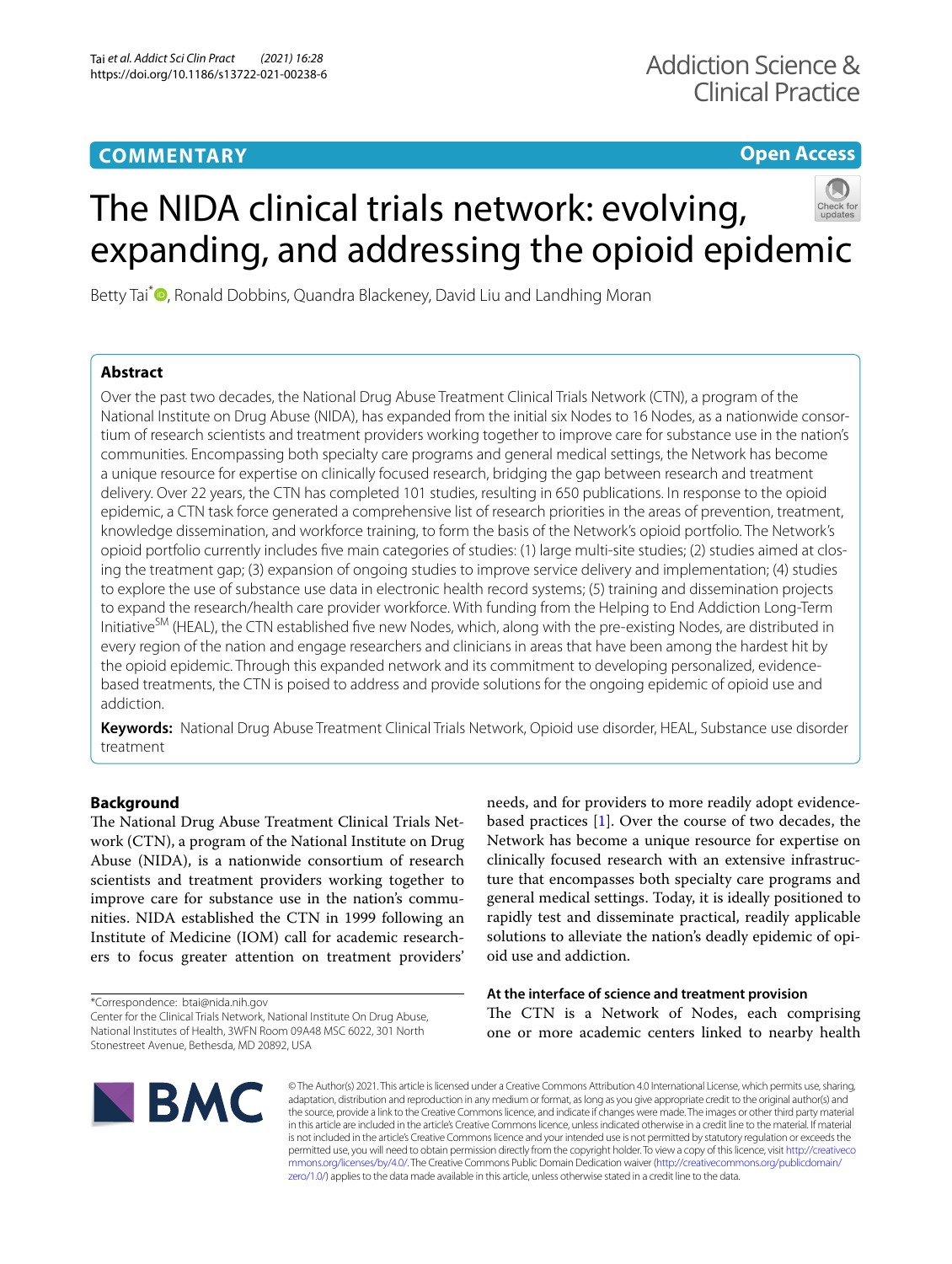COMMENTARY

Open Access

# The NIDA clinical trials network: evolving, expanding, and addressing the opioid epidemic

Betty Tai*, Ronald Dobbins, Quandra Blackeney, David Liu and Landhing Moran

## Abstract

Over the past two decades, the National Drug Abuse Treatment Clinical Trials Network (CTN), a program of the National Institute on Drug Abuse (NIDA), has expanded from the initial six Nodes to 16 Nodes, as a nationwide consortium of research scientists and treatment providers working together to improve care for substance use in the nation's communities. Encompassing both specialty care programs and general medical settings, the Network has become a unique resource for expertise on clinically focused research, bridging the gap between research and treatment delivery. Over 22 years, the CTN has completed 101 studies, resulting in 650 publications. In response to the opioid epidemic, a CTN task force generated a comprehensive list of research priorities in the areas of prevention, treatment, knowledge dissemination, and workforce training, to form the basis of the Network's opioid portfolio. The Network's opioid portfolio currently includes five main categories of studies: (1) large multi-site studies; (2) studies aimed at closing the treatment gap; (3) expansion of ongoing studies to improve service delivery and implementation; (4) studies to explore the use of substance use data in electronic health record systems; (5) training and dissemination projects to expand the research/health care provider workforce. With funding from the Helping to End Addiction Long-Term Initiative[SM] (HEAL), the CTN established five new Nodes, which, along with the pre-existing Nodes, are distributed in every region of the nation and engage researchers and clinicians in areas that have been among the hardest hit by the opioid epidemic. Through this expanded network and its commitment to developing personalized, evidence-based treatments, the CTN is poised to address and provide solutions for the ongoing epidemic of opioid use and addiction.

**Keywords:** National Drug Abuse Treatment Clinical Trials Network, Opioid use disorder, HEAL, Substance use disorder treatment

## Background

The National Drug Abuse Treatment Clinical Trials Network (CTN), a program of the National Institute on Drug Abuse (NIDA), is a nationwide consortium of research scientists and treatment providers working together to improve care for substance use in the nation's communities. NIDA established the CTN in 1999 following an Institute of Medicine (IOM) call for academic researchers to focus greater attention on treatment providers' needs, and for providers to more readily adopt evidence-based practices [1]. Over the course of two decades, the Network has become a unique resource for expertise on clinically focused research with an extensive infrastructure that encompasses both specialty care programs and general medical settings. Today, it is ideally positioned to rapidly test and disseminate practical, readily applicable solutions to alleviate the nation's deadly epidemic of opioid use and addiction.

### At the interface of science and treatment provision

The CTN is a Network of Nodes, each comprising one or more academic centers linked to nearby health

*Correspondence: btai@nida.nih.gov
Center for the Clinical Trials Network, National Institute On Drug Abuse, National Institutes of Health, 3WFN Room 09A48 MSC 6022, 301 North Stonestreet Avenue, Bethesda, MD 20892, USA

© The Author(s) 2021. This article is licensed under a Creative Commons Attribution 4.0 International License, which permits use, sharing, adaptation, distribution and reproduction in any medium or format, as long as you give appropriate credit to the original author(s) and the source, provide a link to the Creative Commons licence, and indicate if changes were made. The images or other third party material in this article are included in the article's Creative Commons licence, unless indicated otherwise in a credit line to the material. If material is not included in the article's Creative Commons licence and your intended use is not permitted by statutory regulation or exceeds the permitted use, you will need to obtain permission directly from the copyright holder. To view a copy of this licence, visit http://creativecommons.org/licenses/by/4.0/. The Creative Commons Public Domain Dedication waiver (http://creativecommons.org/publicdomain/zero/1.0/) applies to the data made available in this article, unless otherwise stated in a credit line to the data.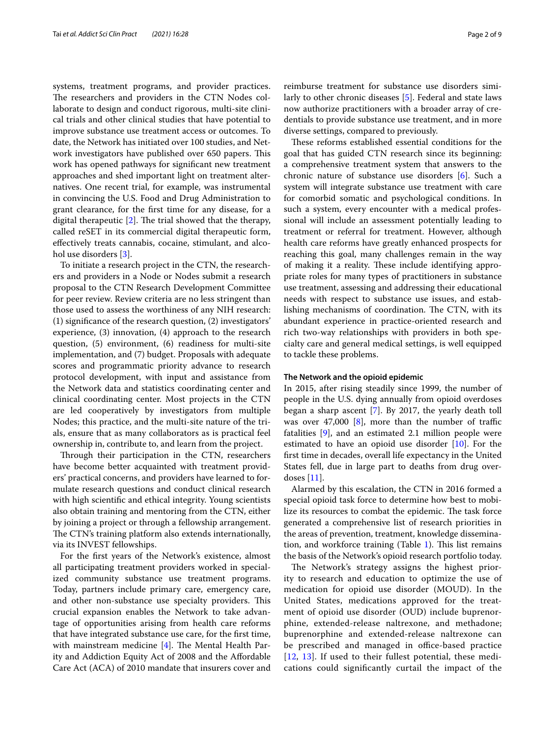systems, treatment programs, and provider practices. The researchers and providers in the CTN Nodes collaborate to design and conduct rigorous, multi-site clinical trials and other clinical studies that have potential to improve substance use treatment access or outcomes. To date, the Network has initiated over 100 studies, and Network investigators have published over 650 papers. This work has opened pathways for significant new treatment approaches and shed important light on treatment alternatives. One recent trial, for example, was instrumental in convincing the U.S. Food and Drug Administration to grant clearance, for the first time for any disease, for a digital therapeutic [2]. The trial showed that the therapy, called reSET in its commercial digital therapeutic form, effectively treats cannabis, cocaine, stimulant, and alcohol use disorders [3].

To initiate a research project in the CTN, the researchers and providers in a Node or Nodes submit a research proposal to the CTN Research Development Committee for peer review. Review criteria are no less stringent than those used to assess the worthiness of any NIH research: (1) significance of the research question, (2) investigators' experience, (3) innovation, (4) approach to the research question, (5) environment, (6) readiness for multi-site implementation, and (7) budget. Proposals with adequate scores and programmatic priority advance to research protocol development, with input and assistance from the Network data and statistics coordinating center and clinical coordinating center. Most projects in the CTN are led cooperatively by investigators from multiple Nodes; this practice, and the multi-site nature of the trials, ensure that as many collaborators as is practical feel ownership in, contribute to, and learn from the project.

Through their participation in the CTN, researchers have become better acquainted with treatment providers' practical concerns, and providers have learned to formulate research questions and conduct clinical research with high scientific and ethical integrity. Young scientists also obtain training and mentoring from the CTN, either by joining a project or through a fellowship arrangement. The CTN's training platform also extends internationally, via its INVEST fellowships.

For the first years of the Network's existence, almost all participating treatment providers worked in specialized community substance use treatment programs. Today, partners include primary care, emergency care, and other non-substance use specialty providers. This crucial expansion enables the Network to take advantage of opportunities arising from health care reforms that have integrated substance use care, for the first time, with mainstream medicine [4]. The Mental Health Parity and Addiction Equity Act of 2008 and the Affordable Care Act (ACA) of 2010 mandate that insurers cover and reimburse treatment for substance use disorders similarly to other chronic diseases [5]. Federal and state laws now authorize practitioners with a broader array of credentials to provide substance use treatment, and in more diverse settings, compared to previously.

These reforms established essential conditions for the goal that has guided CTN research since its beginning: a comprehensive treatment system that answers to the chronic nature of substance use disorders [6]. Such a system will integrate substance use treatment with care for comorbid somatic and psychological conditions. In such a system, every encounter with a medical professional will include an assessment potentially leading to treatment or referral for treatment. However, although health care reforms have greatly enhanced prospects for reaching this goal, many challenges remain in the way of making it a reality. These include identifying appropriate roles for many types of practitioners in substance use treatment, assessing and addressing their educational needs with respect to substance use issues, and establishing mechanisms of coordination. The CTN, with its abundant experience in practice-oriented research and rich two-way relationships with providers in both specialty care and general medical settings, is well equipped to tackle these problems.

#### The Network and the opioid epidemic

In 2015, after rising steadily since 1999, the number of people in the U.S. dying annually from opioid overdoses began a sharp ascent [7]. By 2017, the yearly death toll was over 47,000 [8], more than the number of traffic fatalities [9], and an estimated 2.1 million people were estimated to have an opioid use disorder [10]. For the first time in decades, overall life expectancy in the United States fell, due in large part to deaths from drug overdoses [11].

Alarmed by this escalation, the CTN in 2016 formed a special opioid task force to determine how best to mobilize its resources to combat the epidemic. The task force generated a comprehensive list of research priorities in the areas of prevention, treatment, knowledge dissemination, and workforce training (Table 1). This list remains the basis of the Network's opioid research portfolio today.

The Network's strategy assigns the highest priority to research and education to optimize the use of medication for opioid use disorder (MOUD). In the United States, medications approved for the treatment of opioid use disorder (OUD) include buprenorphine, extended-release naltrexone, and methadone; buprenorphine and extended-release naltrexone can be prescribed and managed in office-based practice [12, 13]. If used to their fullest potential, these medications could significantly curtail the impact of the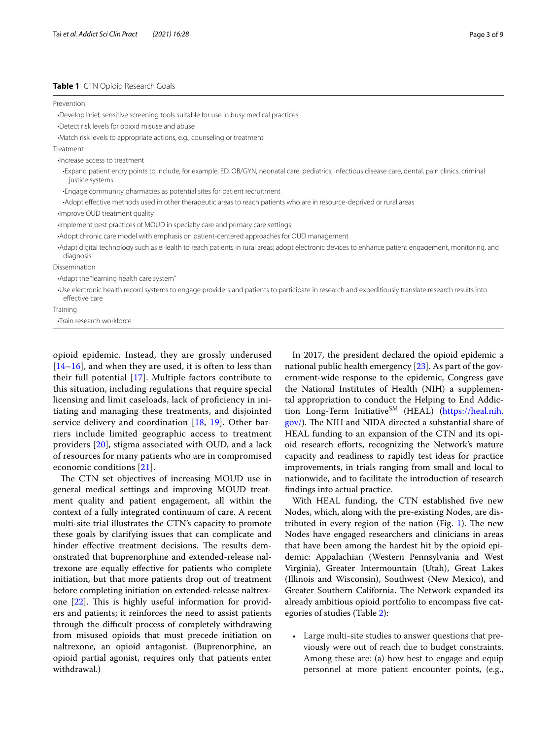**Table 1** CTN Opioid Research Goals

| |
|---|
| Prevention |
| •Develop brief, sensitive screening tools suitable for use in busy medical practices |
| •Detect risk levels for opioid misuse and abuse |
| •Match risk levels to appropriate actions, e.g., counseling or treatment |
| Treatment |
| •Increase access to treatment |
| •Expand patient entry points to include, for example, ED, OB/GYN, neonatal care, pediatrics, infectious disease care, dental, pain clinics, criminal justice systems |
| •Engage community pharmacies as potential sites for patient recruitment |
| •Adopt effective methods used in other therapeutic areas to reach patients who are in resource-deprived or rural areas |
| •Improve OUD treatment quality |
| •Implement best practices of MOUD in specialty care and primary care settings |
| •Adopt chronic care model with emphasis on patient-centered approaches for OUD management |
| •Adapt digital technology such as eHealth to reach patients in rural areas; adopt electronic devices to enhance patient engagement, monitoring, and diagnosis |
| Dissemination |
| •Adapt the "learning health care system" |
| •Use electronic health record systems to engage providers and patients to participate in research and expeditiously translate research results into effective care |
| Training |
| •Train research workforce |

opioid epidemic. Instead, they are grossly underused [14–16], and when they are used, it is often to less than their full potential [17]. Multiple factors contribute to this situation, including regulations that require special licensing and limit caseloads, lack of proficiency in initiating and managing these treatments, and disjointed service delivery and coordination [18, 19]. Other barriers include limited geographic access to treatment providers [20], stigma associated with OUD, and a lack of resources for many patients who are in compromised economic conditions [21].

The CTN set objectives of increasing MOUD use in general medical settings and improving MOUD treatment quality and patient engagement, all within the context of a fully integrated continuum of care. A recent multi-site trial illustrates the CTN's capacity to promote these goals by clarifying issues that can complicate and hinder effective treatment decisions. The results demonstrated that buprenorphine and extended-release naltrexone are equally effective for patients who complete initiation, but that more patients drop out of treatment before completing initiation on extended-release naltrexone [22]. This is highly useful information for providers and patients; it reinforces the need to assist patients through the difficult process of completely withdrawing from misused opioids that must precede initiation on naltrexone, an opioid antagonist. (Buprenorphine, an opioid partial agonist, requires only that patients enter withdrawal.)

In 2017, the president declared the opioid epidemic a national public health emergency [23]. As part of the government-wide response to the epidemic, Congress gave the National Institutes of Health (NIH) a supplemental appropriation to conduct the Helping to End Addiction Long-Term Initiative[SM] (HEAL) (https://heal.nih.gov/). The NIH and NIDA directed a substantial share of HEAL funding to an expansion of the CTN and its opioid research efforts, recognizing the Network's mature capacity and readiness to rapidly test ideas for practice improvements, in trials ranging from small and local to nationwide, and to facilitate the introduction of research findings into actual practice.

With HEAL funding, the CTN established five new Nodes, which, along with the pre-existing Nodes, are distributed in every region of the nation (Fig. 1). The new Nodes have engaged researchers and clinicians in areas that have been among the hardest hit by the opioid epidemic: Appalachian (Western Pennsylvania and West Virginia), Greater Intermountain (Utah), Great Lakes (Illinois and Wisconsin), Southwest (New Mexico), and Greater Southern California. The Network expanded its already ambitious opioid portfolio to encompass five categories of studies (Table 2):

- Large multi-site studies to answer questions that previously were out of reach due to budget constraints. Among these are: (a) how best to engage and equip personnel at more patient encounter points, (e.g.,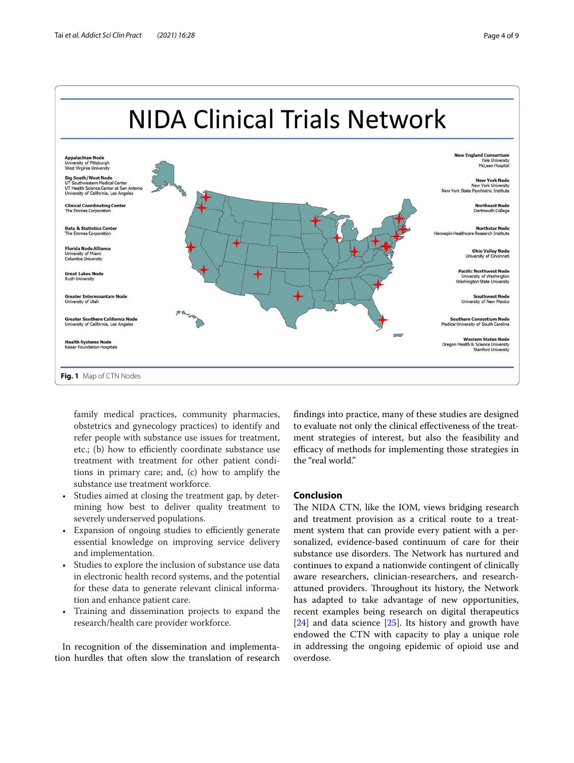**NIDA Clinical Trials Network**

**Appalachian Node**
University of Pittsburgh
West Virginia University

**Big South/West Node**
UT Southwestern Medical Center
UT Health Science Center at San Antonio
University of California, Los Angeles

**Clinical Coordinating Center**
The Emmes Corporation

**Data & Statistics Center**
The Emmes Corporation

**Florida Node Alliance**
University of Miami
Columbia University

**Great Lakes Node**
Rush University

**Greater Intermountain Node**
University of Utah

**Greater Southern California Node**
University of California, Los Angeles

**Health Systems Node**
Kaiser Foundation Hospitals

**New England Consortium**
Yale University
McLean Hospital

**New York Node**
New York University
New York State Psychiatric Institute

**Northeast Node**
Dartmouth College

**Northstar Node**
Hennepin Healthcare Research Institute

**Ohio Valley Node**
University of Cincinnati

**Pacific Northwest Node**
University of Washington
Washington State University

**Southwest Node**
University of New Mexico

**Southern Consortium Node**
Medical University of South Carolina

**Western States Node**
Oregon Health & Science University
Stanford University

**Fig. 1** Map of CTN Nodes

family medical practices, community pharmacies, obstetrics and gynecology practices) to identify and refer people with substance use issues for treatment, etc.; (b) how to efficiently coordinate substance use treatment with treatment for other patient conditions in primary care; and, (c) how to amplify the substance use treatment workforce.

- Studies aimed at closing the treatment gap, by determining how best to deliver quality treatment to severely underserved populations.
- Expansion of ongoing studies to efficiently generate essential knowledge on improving service delivery and implementation.
- Studies to explore the inclusion of substance use data in electronic health record systems, and the potential for these data to generate relevant clinical information and enhance patient care.
- Training and dissemination projects to expand the research/health care provider workforce.

In recognition of the dissemination and implementation hurdles that often slow the translation of research findings into practice, many of these studies are designed to evaluate not only the clinical effectiveness of the treatment strategies of interest, but also the feasibility and efficacy of methods for implementing those strategies in the "real world."

## Conclusion

The NIDA CTN, like the IOM, views bridging research and treatment provision as a critical route to a treatment system that can provide every patient with a personalized, evidence-based continuum of care for their substance use disorders. The Network has nurtured and continues to expand a nationwide contingent of clinically aware researchers, clinician-researchers, and research-attuned providers. Throughout its history, the Network has adapted to take advantage of new opportunities, recent examples being research on digital therapeutics [24] and data science [25]. Its history and growth have endowed the CTN with capacity to play a unique role in addressing the ongoing epidemic of opioid use and overdose.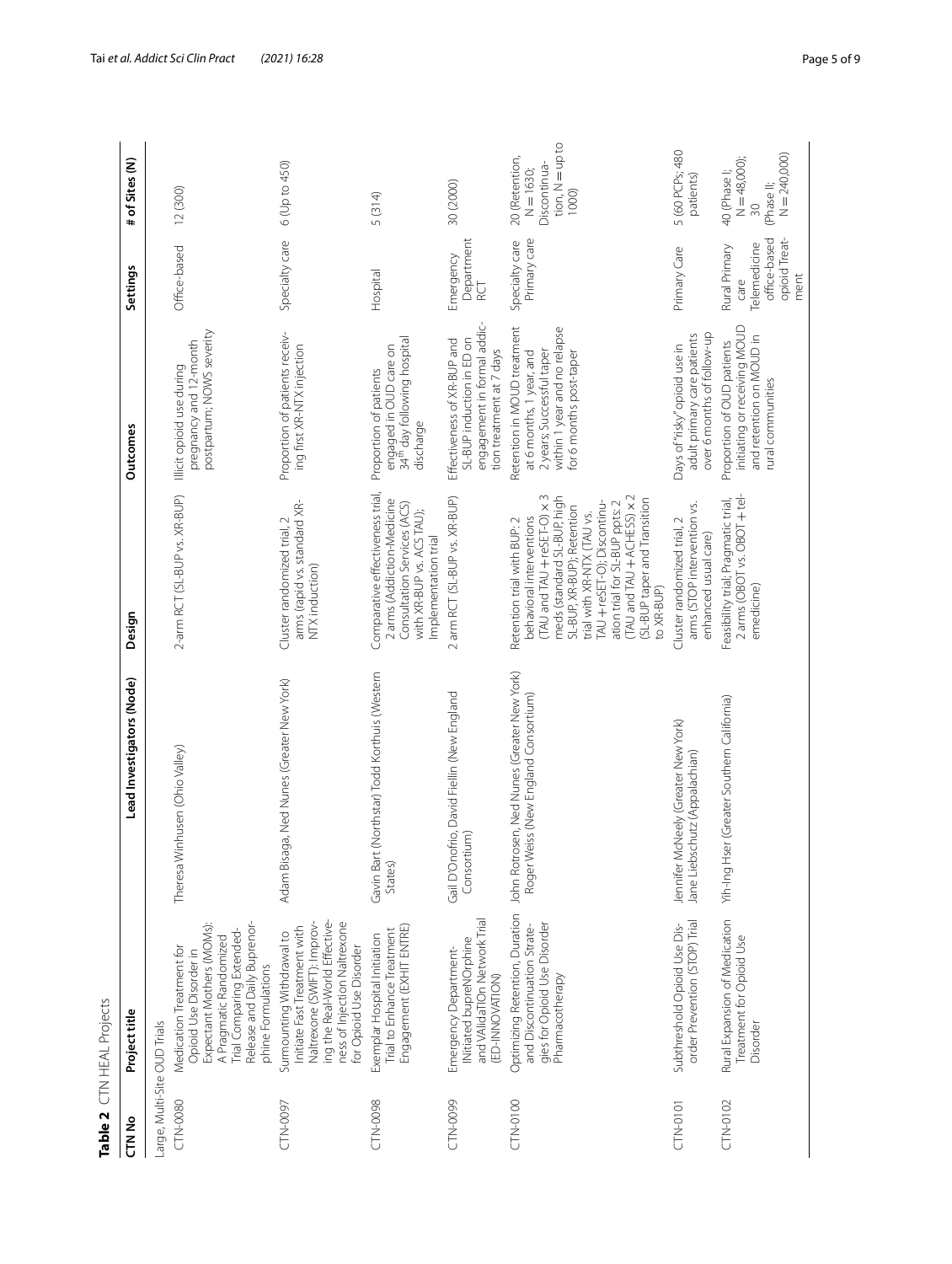**Table 2** CTN HEAL Projects

| CTN No | Project title | Lead Investigators (Node) | Design | Outcomes | Settings | # of Sites (N) |
|---|---|---|---|---|---|---|
| *Large, Multi-Site OUD Trials* | | | | | | |
| CTN-0080 | Medication Treatment for Opioid Use Disorder in Expectant Mothers (MOMs): A Pragmatic Randomized Trial Comparing Extended-Release and Daily Buprenorphine Formulations | Theresa Winhusen (Ohio Valley) | 2-arm RCT (SL-BUP vs. XR-BUP) | Illicit opioid use during pregnancy and 12-month postpartum; NOWS severity | Office-based | 12 (300) |
| CTN-0097 | Surmounting Withdrawal to Initiate Fast Treatment with Naltrexone (SWIFT): Improving the Real-World Effectiveness of Injection Naltrexone for Opioid Use Disorder | Adam Bisaga, Ned Nunes (Greater New York) | Cluster randomized trial, 2 arms (rapid vs. standard XR-NTX induction) | Proportion of patients receiving first XR-NTX injection | Specialty care | 6 (Up to 450) |
| CTN-0098 | Exemplar Hospital Initiation Trial to Enhance Treatment Engagement (EXHIT ENTRE) | Gavin Bart (Northstar) Todd Korthuis (Western States) | Comparative effectiveness trial, 2 arms (Addiction-Medicine Consultation Services (ACS) with XR-BUP vs. ACS TAU); Implementation trial | Proportion of patients engaged in OUD care on 34[th] day following hospital discharge | Hospital | 5 (314) |
| CTN-0099 | Emergency Department-INitiated bupreNOrphine and VAlidaTIOn Network Trial (ED-INNOVATION) | Gail D'Onofrio, David Fiellin (New England Consortium) | 2 arm RCT (SL-BUP vs. XR-BUP) | Effectiveness of XR-BUP and SL-BUP induction in ED on engagement in formal addiction treatment at 7 days | Emergency Department RCT | 30 (2000) |
| CTN-0100 | Optimizing Retention, Duration and Discontinuation Strategies for Opioid Use Disorder Pharmacotherapy | John Rotrosen, Ned Nunes (Greater New York) Roger Weiss (New England Consortium) | Retention trial with BUP: 2 behavioral interventions (TAU and TAU + reSET-O) × 3 meds (standard SL-BUP, high SL-BUP, XR-BUP); Retention trial with XR-NTX (TAU vs. TAU + reSET-O); Discontinuation trial for SL-BUP ppts: 2 (TAU and TAU + ACHESS) × 2 (SL-BUP taper and Transition to XR-BUP) | Retention in MOUD treatment at 6 months, 1 year, and 2 years; Successful taper within 1 year and no relapse for 6 months post-taper | Specialty care Primary care | 20 (Retention, N = 1630; Discontinuation, N = up to 1000) |
| CTN-0101 | Subthreshold Opioid Use Disorder Prevention (STOP) Trial | Jennifer McNeely (Greater New York) Jane Liebschutz (Appalachian) | Cluster randomized trial, 2 arms (STOP intervention vs. enhanced usual care) | Days of "risky" opioid use in adult primary care patients over 6 months of follow-up | Primary Care | 5 (60 PCPs; 480 patients) |
| CTN-0102 | Rural Expansion of Medication Treatment for Opioid Use Disorder | Yih-Ing Hser (Greater Southern California) | Feasibility trial; Pragmatic trial, 2 arms (OBOT vs. OBOT + telemedicine) | Proportion of OUD patients initiating or receiving MOUD and retention on MOUD in rural communities | Rural Primary care Telemedicine office-based opioid Treatment | 40 (Phase I; N = 48,000); 30 (Phase II; N = 240,000) |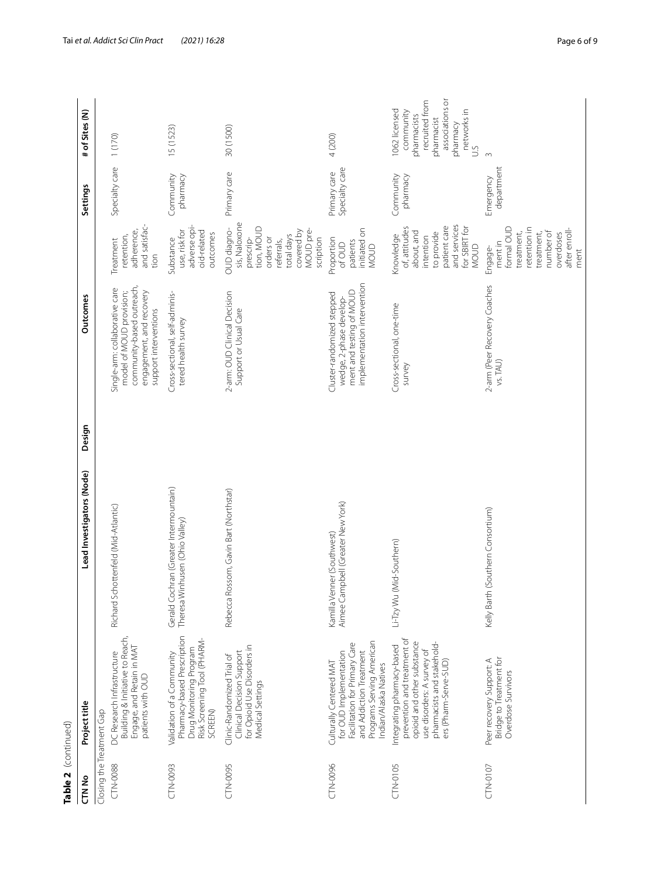**Table 2** (continued)

| CTN No | Project title | Lead Investigators (Node) | Design | Outcomes | | Settings | # of Sites (N) |
|---|---|---|---|---|---|---|---|
| Closing the Treatment Gap | | | | | | | |
| CTN-0088 | DC Research Infrastructure Building & Initiative to Reach, Engage, and Retain in MAT patients with OUD | Richard Schottenfeld (Mid-Atlantic) | | Single-arm: collaborative care model of MOUD provision; community-based outreach, engagement, and recovery support interventions | Treatment retention, adherence, and satisfaction | Specialty care | 1 (170) |
| CTN-0093 | Validation of a Community Pharmacy-based Prescription Drug Monitoring Program Risk Screening Tool (PHARM-SCREEN) | Gerald Cochran (Greater Intermountain) Theresa Winhusen (Ohio Valley) | | Cross-sectional, self-administered health survey | Substance use, risk for adverse opioid-related outcomes | Community pharmacy | 15 (1523) |
| CTN-0095 | Clinic-Randomized Trial of Clinical Decision Support for Opioid Use Disorders in Medical Settings | Rebecca Rossom, Gavin Bart (Northstar) | | 2-arm: OUD Clinical Decision Support or Usual Care | OUD diagnosis, Naloxone prescription, MOUD orders or referrals, total days covered by MOUD prescription | Primary care | 30 (1500) |
| CTN-0096 | Culturally Centered MAT for OUD Implementation Facilitation for Primary Care and Addiction Treatment Programs Serving American Indian/Alaska Natives | Kamilla Venner (Southwest) Aimee Campbell (Greater New York) | | Cluster-randomized stepped wedge, 2-phase development and testing of MOUD implementation intervention | Proportion of OUD patients initiated on MOUD | Primary care Specialty care | 4 (200) |
| CTN-0105 | Integrating pharmacy-based prevention and treatment of opioid and other substance use disorders: A survey of pharmacists and stakeholders (Pharm-Serve-SUD) | Li-Tzy Wu (Mid-Southern) | | Cross-sectional, one-time survey | Knowledge of, attitudes about, and intention to provide patient care and services for SBIRT for MOUD | Community pharmacy | 1062 licensed community pharmacists recruited from pharmacist associations or pharmacy networks in U.S |
| CTN-0107 | Peer recovery Support: A Bridge to Treatment for Overdose Survivors | Kelly Barth (Southern Consortium) | | 2-arm (Peer Recovery Coaches vs. TAU) | Engagement in formal OUD treatment, retention in treatment, number of overdoses after enrollment | Emergency department | 3 |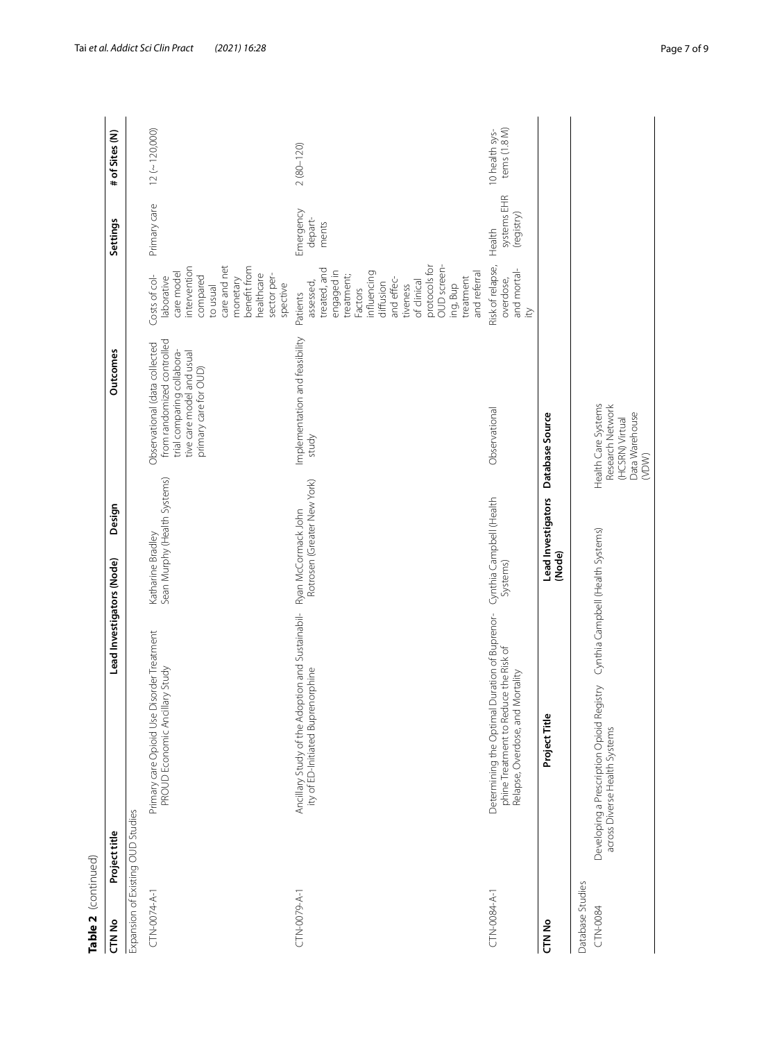**Table 2** (continued)

| CTN No | Project title | Lead Investigators (Node) | Design | Outcomes | Settings | # of Sites (N) |
|---|---|---|---|---|---|---|
| Expansion of Existing OUD Studies | | | | | | |
| CTN-0074-A-1 | Primary care Opioid Use Disorder Treatment PROUD Economic Ancillary Study | Katharine Bradley Sean Murphy (Health Systems) | Observational (data collected from randomized controlled trial comparing collaborative care model and usual primary care for OUD) | Costs of collaborative care model intervention compared to usual care and net monetary benefit from healthcare sector perspective | Primary care | 12 (~120,000) |
| CTN-0079-A-1 | Ancillary Study of the Adoption and Sustainability of ED-Initiated Buprenorphine | Ryan McCormack John Rotrosen (Greater New York) | Implementation and feasibility study | Patients assessed, treated, and engaged in treatment; Factors influencing diffusion and effectiveness of clinical protocols for OUD screening, Bup treatment and referral | Emergency departments | 2 (80–120) |
| CTN-0084-A-1 | Determining the Optimal Duration of Buprenorphine Treatment to Reduce the Risk of Relapse, Overdose, and Mortality | Cynthia Campbell (Health Systems) | Observational | Risk of relapse, overdose, and mortality | Health systems EHR (registry) | 10 health systems (1.8 M) |

| CTN No | Project Title | Lead Investigators (Node) | Database Source |
|---|---|---|---|
| Database Studies | | | |
| CTN-0084 | Developing a Prescription Opioid Registry across Diverse Health Systems | Cynthia Campbell (Health Systems) | Health Care Systems Research Network (HCSRN) Virtual Data Warehouse (VDW) |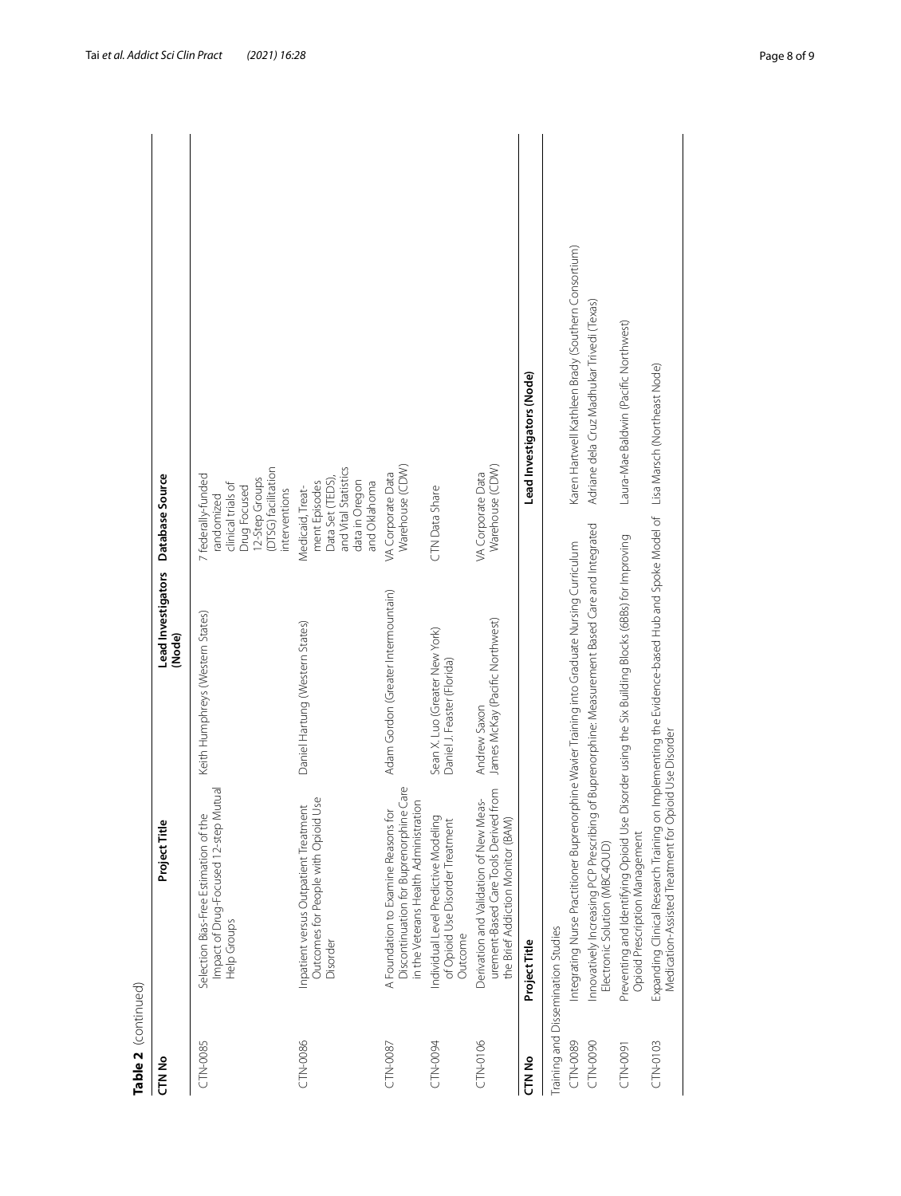**Table 2** (continued)

| CTN No | Project Title | Lead Investigators (Node) | Database Source |
|---|---|---|---|
| CTN-0085 | Selection Bias-Free Estimation of the Impact of Drug-Focused 12-step Mutual Help Groups | Keith Humphreys (Western States) | 7 federally-funded randomized clinical trials of Drug Focused 12-Step Groups (DTSG) facilitation interventions |
| CTN-0086 | Inpatient versus Outpatient Treatment Outcomes for People with Opioid Use Disorder | Daniel Hartung (Western States) | Medicaid, Treatment Episodes Data Set (TEDS), and Vital Statistics data in Oregon and Oklahoma |
| CTN-0087 | A Foundation to Examine Reasons for Discontinuation for Buprenorphine Care in the Veterans Health Administration | Adam Gordon (Greater Intermountain) | VA Corporate Data Warehouse (CDW) |
| CTN-0094 | Individual Level Predictive Modeling of Opioid Use Disorder Treatment Outcome | Sean X. Luo (Greater New York) Daniel J. Feaster (Florida) | CTN Data Share |
| CTN-0106 | Derivation and Validation of New Measurement-Based Care Tools Derived from the Brief Addiction Monitor (BAM) | Andrew Saxon James McKay (Pacific Northwest) | VA Corporate Data Warehouse (CDW) |

| CTN No | Project Title | Lead Investigators (Node) |
|---|---|---|
| Training and Dissemination Studies | | |
| CTN-0089 | Integrating Nurse Practitioner Buprenorphine Wavier Training into Graduate Nursing Curriculum | Karen Hartwell Kathleen Brady (Southern Consortium) |
| CTN-0090 | Innovatively Increasing PCP Prescribing of Buprenorphine: Measurement Based Care and Integrated Electronic Solution (MBC4OUD) | Adriane dela Cruz Madhukar Trivedi (Texas) |
| CTN-0091 | Preventing and Identifying Opioid Use Disorder using the Six Building Blocks (6BBs) for Improving Opioid Prescription Management | Laura-Mae Baldwin (Pacific Northwest) |
| CTN-0103 | Expanding Clinical Research Training on Implementing the Evidence-based Hub and Spoke Model of Medication-Assisted Treatment for Opioid Use Disorder | Lisa Marsch (Northeast Node) |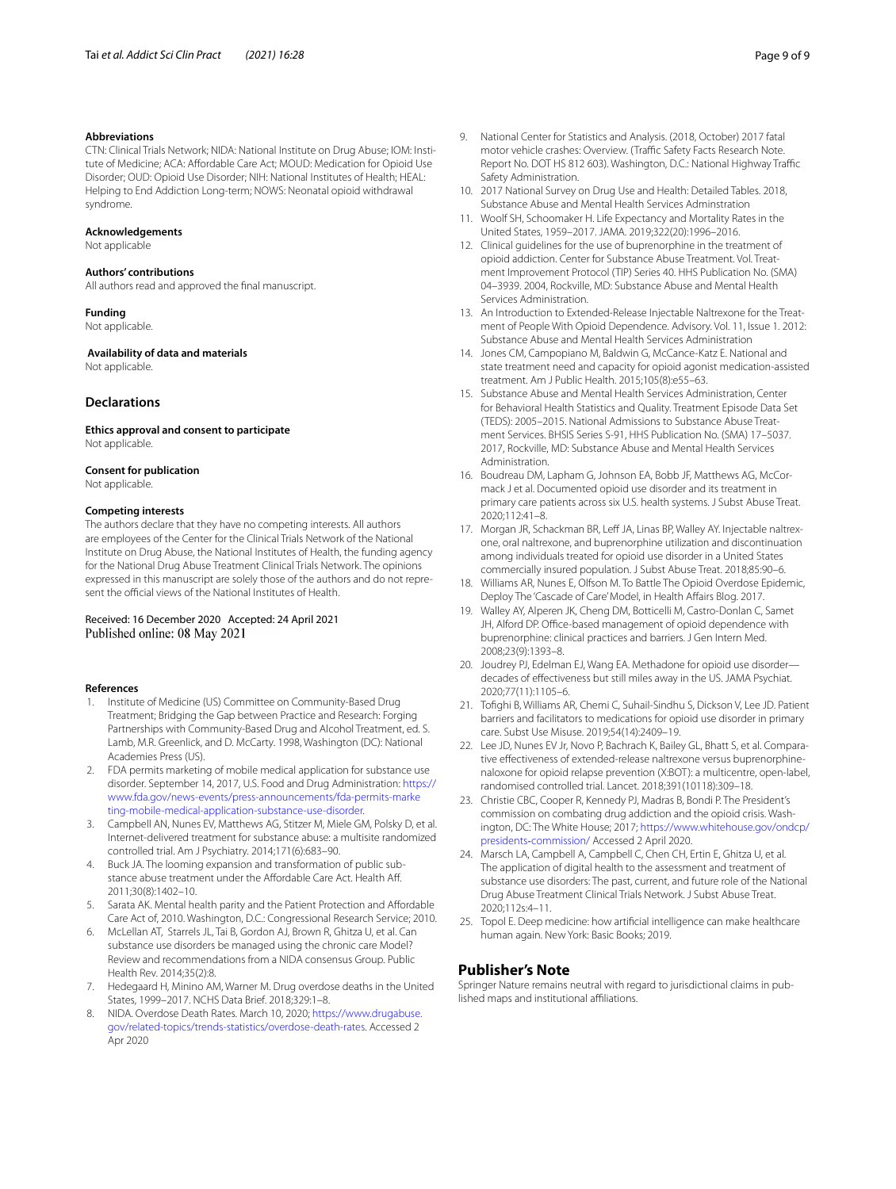**Abbreviations**

CTN: Clinical Trials Network; NIDA: National Institute on Drug Abuse; IOM: Institute of Medicine; ACA: Affordable Care Act; MOUD: Medication for Opioid Use Disorder; OUD: Opioid Use Disorder; NIH: National Institutes of Health; HEAL: Helping to End Addiction Long-term; NOWS: Neonatal opioid withdrawal syndrome.

**Acknowledgements**

Not applicable

**Authors' contributions**

All authors read and approved the final manuscript.

**Funding**

Not applicable.

**Availability of data and materials**

Not applicable.

## Declarations

**Ethics approval and consent to participate**

Not applicable.

**Consent for publication**

Not applicable.

**Competing interests**

The authors declare that they have no competing interests. All authors are employees of the Center for the Clinical Trials Network of the National Institute on Drug Abuse, the National Institutes of Health, the funding agency for the National Drug Abuse Treatment Clinical Trials Network. The opinions expressed in this manuscript are solely those of the authors and do not represent the official views of the National Institutes of Health.

Received: 16 December 2020 Accepted: 24 April 2021
Published online: 08 May 2021

**References**

1. Institute of Medicine (US) Committee on Community-Based Drug Treatment; Bridging the Gap between Practice and Research: Forging Partnerships with Community-Based Drug and Alcohol Treatment, ed. S. Lamb, M.R. Greenlick, and D. McCarty. 1998, Washington (DC): National Academies Press (US).
2. FDA permits marketing of mobile medical application for substance use disorder. September 14, 2017, U.S. Food and Drug Administration: https://www.fda.gov/news-events/press-announcements/fda-permits-marketing-mobile-medical-application-substance-use-disorder.
3. Campbell AN, Nunes EV, Matthews AG, Stitzer M, Miele GM, Polsky D, et al. Internet-delivered treatment for substance abuse: a multisite randomized controlled trial. Am J Psychiatry. 2014;171(6):683–90.
4. Buck JA. The looming expansion and transformation of public substance abuse treatment under the Affordable Care Act. Health Aff. 2011;30(8):1402–10.
5. Sarata AK. Mental health parity and the Patient Protection and Affordable Care Act of, 2010. Washington, D.C.: Congressional Research Service; 2010.
6. McLellan AT, Starrels JL, Tai B, Gordon AJ, Brown R, Ghitza U, et al. Can substance use disorders be managed using the chronic care Model? Review and recommendations from a NIDA consensus Group. Public Health Rev. 2014;35(2):8.
7. Hedegaard H, Minino AM, Warner M. Drug overdose deaths in the United States, 1999–2017. NCHS Data Brief. 2018;329:1–8.
8. NIDA. Overdose Death Rates. March 10, 2020; https://www.drugabuse.gov/related-topics/trends-statistics/overdose-death-rates. Accessed 2 Apr 2020
9. National Center for Statistics and Analysis. (2018, October) 2017 fatal motor vehicle crashes: Overview. (Traffic Safety Facts Research Note. Report No. DOT HS 812 603). Washington, D.C.: National Highway Traffic Safety Administration.
10. 2017 National Survey on Drug Use and Health: Detailed Tables. 2018, Substance Abuse and Mental Health Services Adminstration
11. Woolf SH, Schoomaker H. Life Expectancy and Mortality Rates in the United States, 1959–2017. JAMA. 2019;322(20):1996–2016.
12. Clinical guidelines for the use of buprenorphine in the treatment of opioid addiction. Center for Substance Abuse Treatment. Vol. Treatment Improvement Protocol (TIP) Series 40. HHS Publication No. (SMA) 04–3939. 2004, Rockville, MD: Substance Abuse and Mental Health Services Administration.
13. An Introduction to Extended-Release Injectable Naltrexone for the Treatment of People With Opioid Dependence. Advisory. Vol. 11, Issue 1. 2012: Substance Abuse and Mental Health Services Administration
14. Jones CM, Campopiano M, Baldwin G, McCance-Katz E. National and state treatment need and capacity for opioid agonist medication-assisted treatment. Am J Public Health. 2015;105(8):e55–63.
15. Substance Abuse and Mental Health Services Administration, Center for Behavioral Health Statistics and Quality. Treatment Episode Data Set (TEDS): 2005–2015. National Admissions to Substance Abuse Treatment Services. BHSIS Series S-91, HHS Publication No. (SMA) 17–5037. 2017, Rockville, MD: Substance Abuse and Mental Health Services Administration.
16. Boudreau DM, Lapham G, Johnson EA, Bobb JF, Matthews AG, McCormack J et al. Documented opioid use disorder and its treatment in primary care patients across six U.S. health systems. J Subst Abuse Treat. 2020;112:41–8.
17. Morgan JR, Schackman BR, Leff JA, Linas BP, Walley AY. Injectable naltrexone, oral naltrexone, and buprenorphine utilization and discontinuation among individuals treated for opioid use disorder in a United States commercially insured population. J Subst Abuse Treat. 2018;85:90–6.
18. Williams AR, Nunes E, Olfson M. To Battle The Opioid Overdose Epidemic, Deploy The 'Cascade of Care' Model, in Health Affairs Blog. 2017.
19. Walley AY, Alperen JK, Cheng DM, Botticelli M, Castro-Donlan C, Samet JH, Alford DP. Office-based management of opioid dependence with buprenorphine: clinical practices and barriers. J Gen Intern Med. 2008;23(9):1393–8.
20. Joudrey PJ, Edelman EJ, Wang EA. Methadone for opioid use disorder—decades of effectiveness but still miles away in the US. JAMA Psychiat. 2020;77(11):1105–6.
21. Tofighi B, Williams AR, Chemi C, Suhail-Sindhu S, Dickson V, Lee JD. Patient barriers and facilitators to medications for opioid use disorder in primary care. Subst Use Misuse. 2019;54(14):2409–19.
22. Lee JD, Nunes EV Jr, Novo P, Bachrach K, Bailey GL, Bhatt S, et al. Comparative effectiveness of extended-release naltrexone versus buprenorphine-naloxone for opioid relapse prevention (X:BOT): a multicentre, open-label, randomised controlled trial. Lancet. 2018;391(10118):309–18.
23. Christie CBC, Cooper R, Kennedy PJ, Madras B, Bondi P. The President's commission on combating drug addiction and the opioid crisis. Washington, DC: The White House; 2017; https://www.whitehouse.gov/ondcp/presidents-commission/ Accessed 2 April 2020.
24. Marsch LA, Campbell A, Campbell C, Chen CH, Ertin E, Ghitza U, et al. The application of digital health to the assessment and treatment of substance use disorders: The past, current, and future role of the National Drug Abuse Treatment Clinical Trials Network. J Subst Abuse Treat. 2020;112s:4–11.
25. Topol E. Deep medicine: how artificial intelligence can make healthcare human again. New York: Basic Books; 2019.

## Publisher's Note

Springer Nature remains neutral with regard to jurisdictional claims in published maps and institutional affiliations.